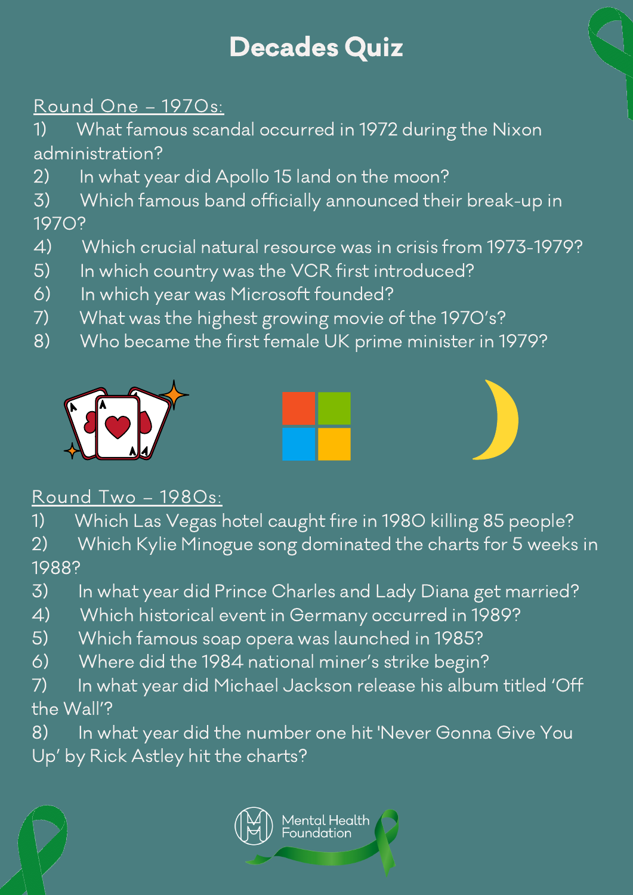# Decades Quiz

## Round One – 1970s:

1) What famous scandal occurred in 1972 during the Nixon administration?
2) In what year did Apollo 15 land on the moon?
3) Which famous band officially announced their break-up in 1970?
4) Which crucial natural resource was in crisis from 1973-1979?
5) In which country was the VCR first introduced?
6) In which year was Microsoft founded?
7) What was the highest growing movie of the 1970's?
8) Who became the first female UK prime minister in 1979?

## Round Two – 1980s:

1) Which Las Vegas hotel caught fire in 1980 killing 85 people?
2) Which Kylie Minogue song dominated the charts for 5 weeks in 1988?
3) In what year did Prince Charles and Lady Diana get married?
4) Which historical event in Germany occurred in 1989?
5) Which famous soap opera was launched in 1985?
6) Where did the 1984 national miner's strike begin?
7) In what year did Michael Jackson release his album titled 'Off the Wall'?
8) In what year did the number one hit 'Never Gonna Give You Up' by Rick Astley hit the charts?

Mental Health Foundation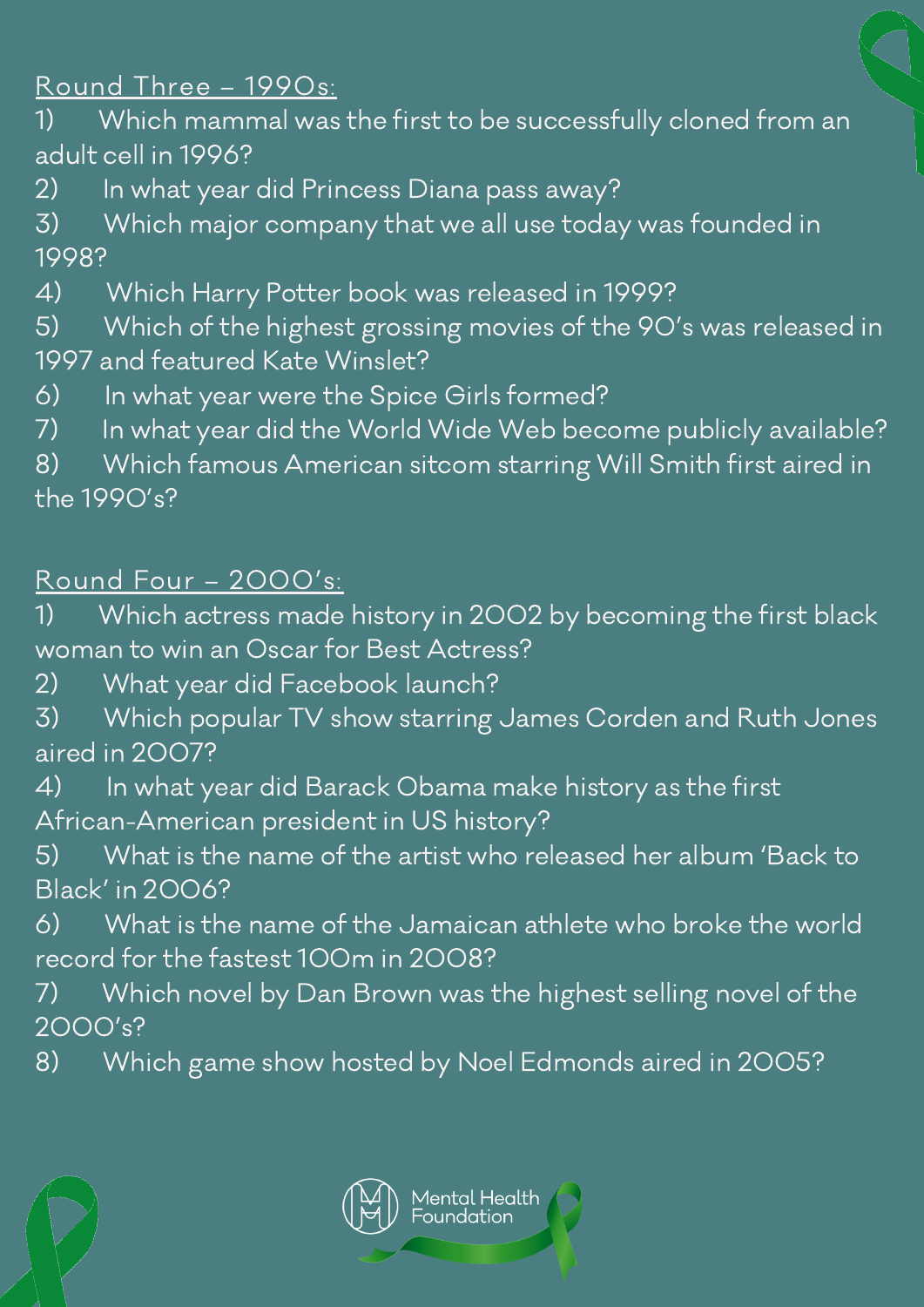## Round Three – 1990s:

1) Which mammal was the first to be successfully cloned from an adult cell in 1996?
2) In what year did Princess Diana pass away?
3) Which major company that we all use today was founded in 1998?
4) Which Harry Potter book was released in 1999?
5) Which of the highest grossing movies of the 90's was released in 1997 and featured Kate Winslet?
6) In what year were the Spice Girls formed?
7) In what year did the World Wide Web become publicly available?
8) Which famous American sitcom starring Will Smith first aired in the 1990's?

## Round Four – 2000's:

1) Which actress made history in 2002 by becoming the first black woman to win an Oscar for Best Actress?
2) What year did Facebook launch?
3) Which popular TV show starring James Corden and Ruth Jones aired in 2007?
4) In what year did Barack Obama make history as the first African-American president in US history?
5) What is the name of the artist who released her album 'Back to Black' in 2006?
6) What is the name of the Jamaican athlete who broke the world record for the fastest 100m in 2008?
7) Which novel by Dan Brown was the highest selling novel of the 2000's?
8) Which game show hosted by Noel Edmonds aired in 2005?

Mental Health Foundation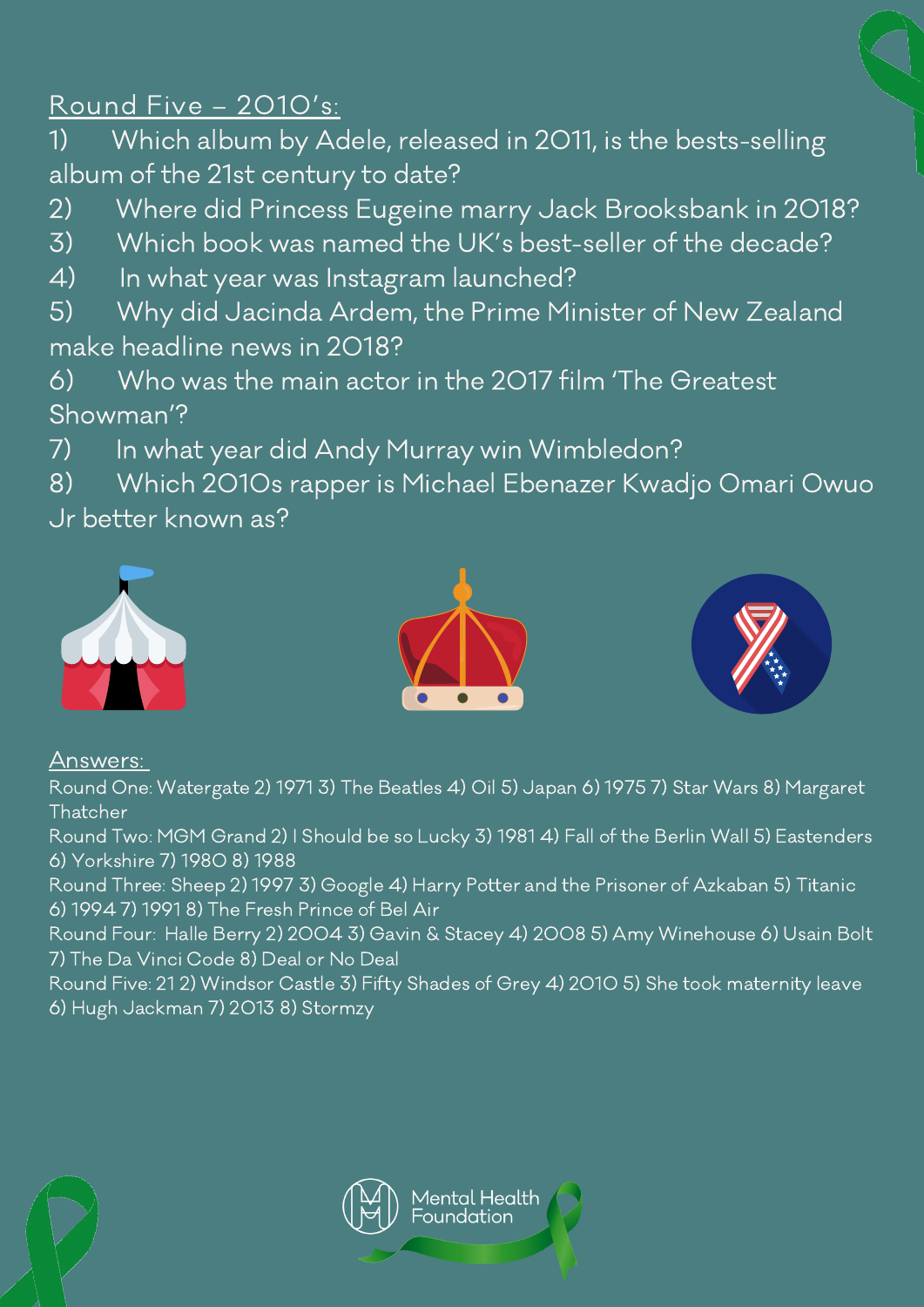## Round Five – 2010's:

1) Which album by Adele, released in 2011, is the bests-selling album of the 21st century to date?
2) Where did Princess Eugeine marry Jack Brooksbank in 2018?
3) Which book was named the UK's best-seller of the decade?
4) In what year was Instagram launched?
5) Why did Jacinda Ardem, the Prime Minister of New Zealand make headline news in 2018?
6) Who was the main actor in the 2017 film 'The Greatest Showman'?
7) In what year did Andy Murray win Wimbledon?
8) Which 2010s rapper is Michael Ebenazer Kwadjo Omari Owuo Jr better known as?

## Answers:

Round One: Watergate 2) 1971 3) The Beatles 4) Oil 5) Japan 6) 1975 7) Star Wars 8) Margaret Thatcher

Round Two: MGM Grand 2) I Should be so Lucky 3) 1981 4) Fall of the Berlin Wall 5) Eastenders 6) Yorkshire 7) 1980 8) 1988

Round Three: Sheep 2) 1997 3) Google 4) Harry Potter and the Prisoner of Azkaban 5) Titanic 6) 1994 7) 1991 8) The Fresh Prince of Bel Air

Round Four: Halle Berry 2) 2004 3) Gavin & Stacey 4) 2008 5) Amy Winehouse 6) Usain Bolt 7) The Da Vinci Code 8) Deal or No Deal

Round Five: 21 2) Windsor Castle 3) Fifty Shades of Grey 4) 2010 5) She took maternity leave 6) Hugh Jackman 7) 2013 8) Stormzy

Mental Health Foundation